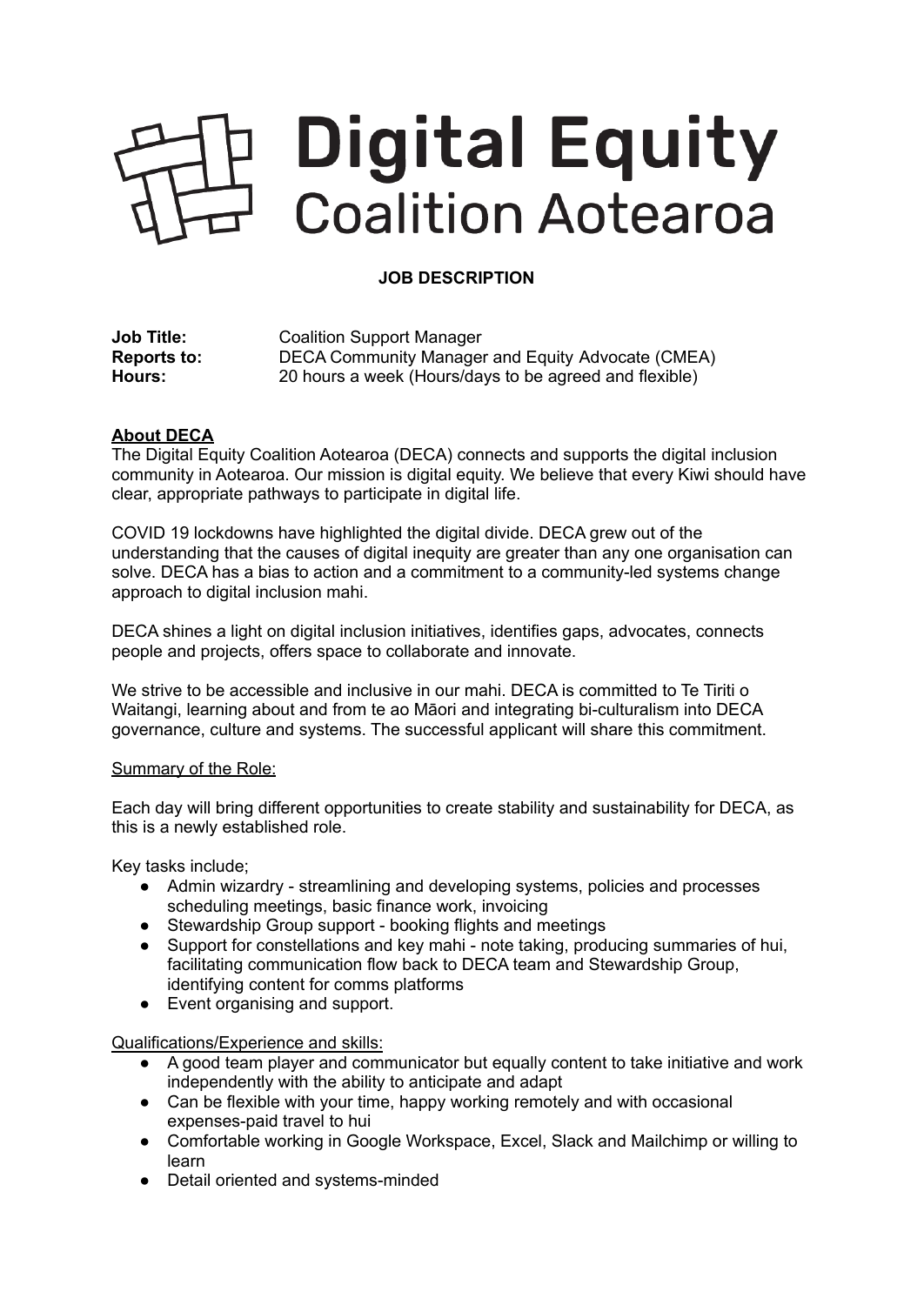# Digital Equity Coalition Aotearoa

**JOB DESCRIPTION**

**Job Title:** Coalition Support Manager
**Reports to:** DECA Community Manager and Equity Advocate (CMEA)
**Hours:** 20 hours a week (Hours/days to be agreed and flexible)

**About DECA**

The Digital Equity Coalition Aotearoa (DECA) connects and supports the digital inclusion community in Aotearoa. Our mission is digital equity. We believe that every Kiwi should have clear, appropriate pathways to participate in digital life.

COVID 19 lockdowns have highlighted the digital divide. DECA grew out of the understanding that the causes of digital inequity are greater than any one organisation can solve. DECA has a bias to action and a commitment to a community-led systems change approach to digital inclusion mahi.

DECA shines a light on digital inclusion initiatives, identifies gaps, advocates, connects people and projects, offers space to collaborate and innovate.

We strive to be accessible and inclusive in our mahi. DECA is committed to Te Tiriti o Waitangi, learning about and from te ao Māori and integrating bi-culturalism into DECA governance, culture and systems. The successful applicant will share this commitment.

Summary of the Role:

Each day will bring different opportunities to create stability and sustainability for DECA, as this is a newly established role.

Key tasks include;

- Admin wizardry - streamlining and developing systems, policies and processes scheduling meetings, basic finance work, invoicing
- Stewardship Group support - booking flights and meetings
- Support for constellations and key mahi - note taking, producing summaries of hui, facilitating communication flow back to DECA team and Stewardship Group, identifying content for comms platforms
- Event organising and support.

Qualifications/Experience and skills:

- A good team player and communicator but equally content to take initiative and work independently with the ability to anticipate and adapt
- Can be flexible with your time, happy working remotely and with occasional expenses-paid travel to hui
- Comfortable working in Google Workspace, Excel, Slack and Mailchimp or willing to learn
- Detail oriented and systems-minded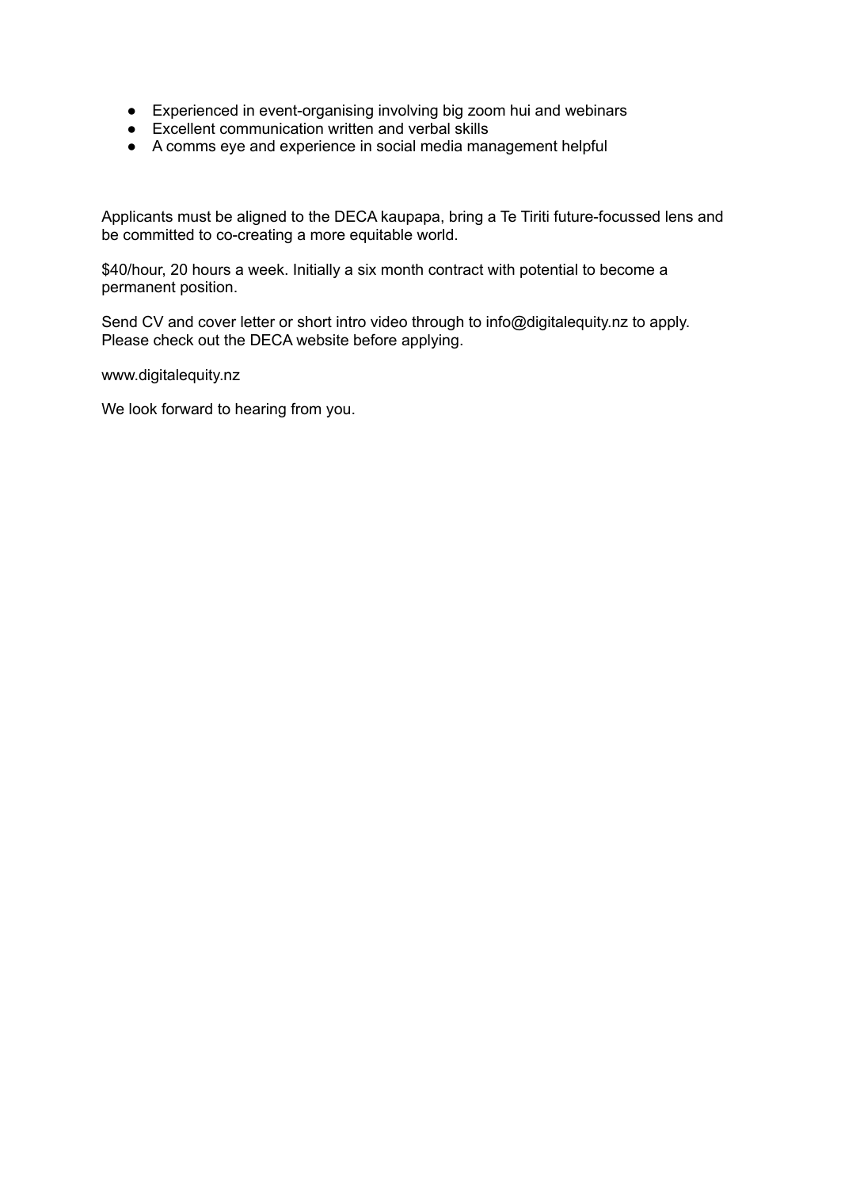- Experienced in event-organising involving big zoom hui and webinars
- Excellent communication written and verbal skills
- A comms eye and experience in social media management helpful

Applicants must be aligned to the DECA kaupapa, bring a Te Tiriti future-focussed lens and be committed to co-creating a more equitable world.

$40/hour, 20 hours a week. Initially a six month contract with potential to become a permanent position.

Send CV and cover letter or short intro video through to info@digitalequity.nz to apply. Please check out the DECA website before applying.

www.digitalequity.nz

We look forward to hearing from you.